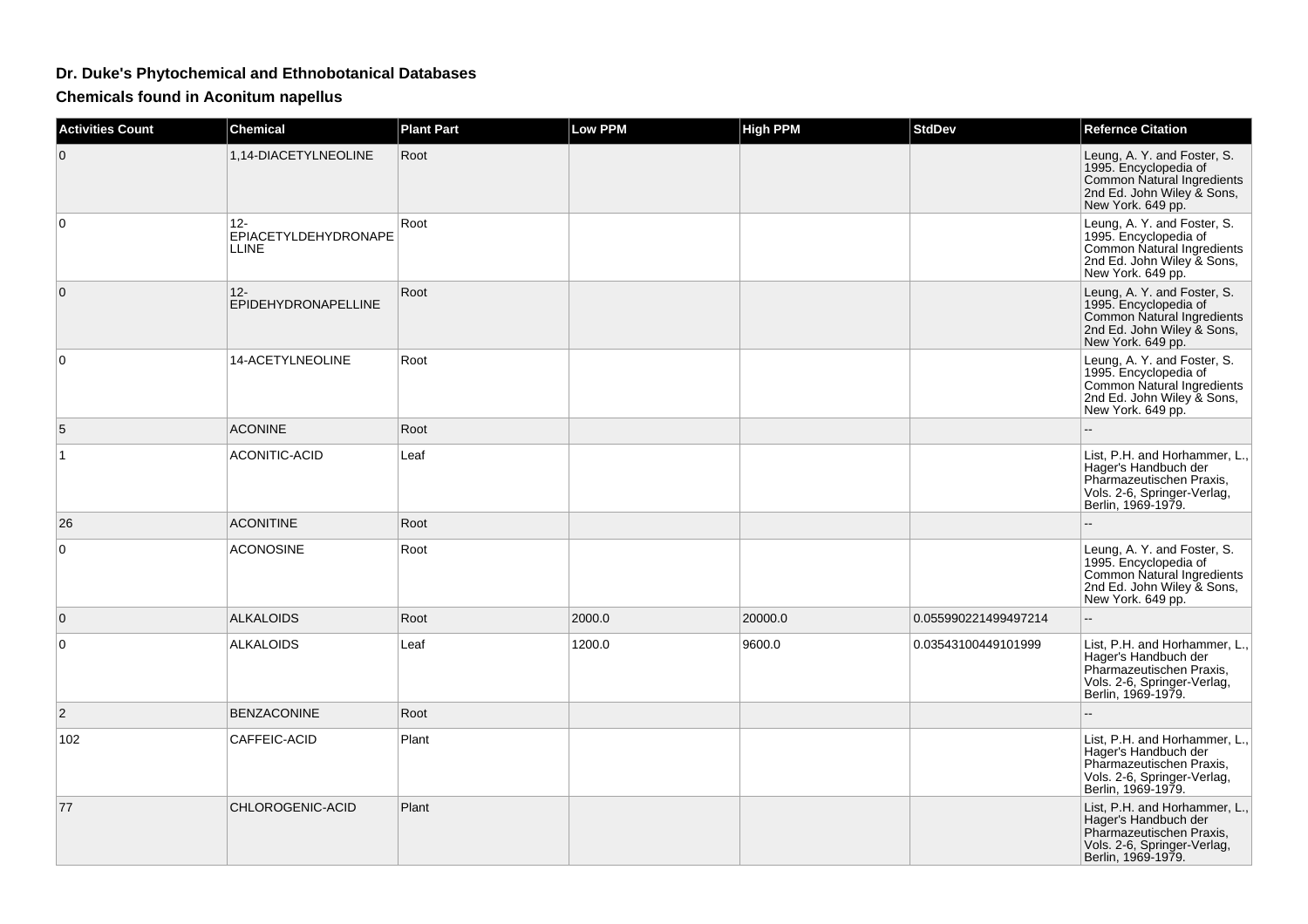## Dr. Duke's Phytochemical and Ethnobotanical Databases

### Chemicals found in Aconitum napellus

| Activities Count | Chemical | Plant Part | Low PPM | High PPM | StdDev | Refernce Citation |
|---|---|---|---|---|---|---|
| 0 | 1,14-DIACETYLNEOLINE | Root | | | | Leung, A. Y. and Foster, S. 1995. Encyclopedia of Common Natural Ingredients 2nd Ed. John Wiley & Sons, New York. 649 pp. |
| 0 | 12-EPIACETYLDEHYDRONAPELLINE | Root | | | | Leung, A. Y. and Foster, S. 1995. Encyclopedia of Common Natural Ingredients 2nd Ed. John Wiley & Sons, New York. 649 pp. |
| 0 | 12-EPIDEHYDRONAPELLINE | Root | | | | Leung, A. Y. and Foster, S. 1995. Encyclopedia of Common Natural Ingredients 2nd Ed. John Wiley & Sons, New York. 649 pp. |
| 0 | 14-ACETYLNEOLINE | Root | | | | Leung, A. Y. and Foster, S. 1995. Encyclopedia of Common Natural Ingredients 2nd Ed. John Wiley & Sons, New York. 649 pp. |
| 5 | ACONINE | Root | | | | -- |
| 1 | ACONITIC-ACID | Leaf | | | | List, P.H. and Horhammer, L., Hager's Handbuch der Pharmazeutischen Praxis, Vols. 2-6, Springer-Verlag, Berlin, 1969-1979. |
| 26 | ACONITINE | Root | | | | -- |
| 0 | ACONOSINE | Root | | | | Leung, A. Y. and Foster, S. 1995. Encyclopedia of Common Natural Ingredients 2nd Ed. John Wiley & Sons, New York. 649 pp. |
| 0 | ALKALOIDS | Root | 2000.0 | 20000.0 | 0.055990221499497214 | -- |
| 0 | ALKALOIDS | Leaf | 1200.0 | 9600.0 | 0.03543100449101999 | List, P.H. and Horhammer, L., Hager's Handbuch der Pharmazeutischen Praxis, Vols. 2-6, Springer-Verlag, Berlin, 1969-1979. |
| 2 | BENZACONINE | Root | | | | -- |
| 102 | CAFFEIC-ACID | Plant | | | | List, P.H. and Horhammer, L., Hager's Handbuch der Pharmazeutischen Praxis, Vols. 2-6, Springer-Verlag, Berlin, 1969-1979. |
| 77 | CHLOROGENIC-ACID | Plant | | | | List, P.H. and Horhammer, L., Hager's Handbuch der Pharmazeutischen Praxis, Vols. 2-6, Springer-Verlag, Berlin, 1969-1979. |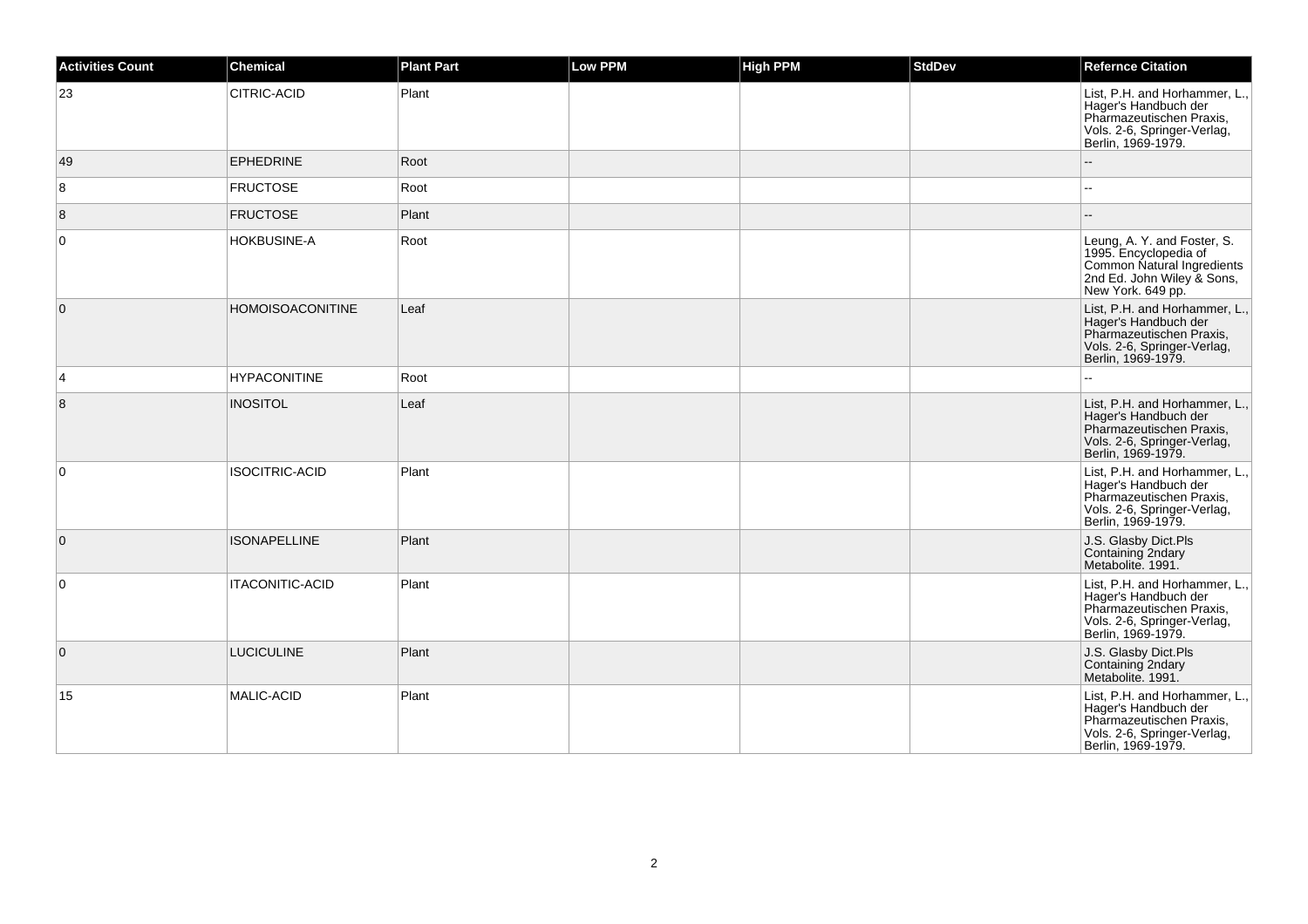| Activities Count | Chemical | Plant Part | Low PPM | High PPM | StdDev | Refernce Citation |
|---|---|---|---|---|---|---|
| 23 | CITRIC-ACID | Plant | | | | List, P.H. and Horhammer, L., Hager's Handbuch der Pharmazeutischen Praxis, Vols. 2-6, Springer-Verlag, Berlin, 1969-1979. |
| 49 | EPHEDRINE | Root | | | | -- |
| 8 | FRUCTOSE | Root | | | | -- |
| 8 | FRUCTOSE | Plant | | | | -- |
| 0 | HOKBUSINE-A | Root | | | | Leung, A. Y. and Foster, S. 1995. Encyclopedia of Common Natural Ingredients 2nd Ed. John Wiley & Sons, New York. 649 pp. |
| 0 | HOMOISOACONITINE | Leaf | | | | List, P.H. and Horhammer, L., Hager's Handbuch der Pharmazeutischen Praxis, Vols. 2-6, Springer-Verlag, Berlin, 1969-1979. |
| 4 | HYPACONITINE | Root | | | | -- |
| 8 | INOSITOL | Leaf | | | | List, P.H. and Horhammer, L., Hager's Handbuch der Pharmazeutischen Praxis, Vols. 2-6, Springer-Verlag, Berlin, 1969-1979. |
| 0 | ISOCITRIC-ACID | Plant | | | | List, P.H. and Horhammer, L., Hager's Handbuch der Pharmazeutischen Praxis, Vols. 2-6, Springer-Verlag, Berlin, 1969-1979. |
| 0 | ISONAPELLINE | Plant | | | | J.S. Glasby Dict.Pls Containing 2ndary Metabolite. 1991. |
| 0 | ITACONITIC-ACID | Plant | | | | List, P.H. and Horhammer, L., Hager's Handbuch der Pharmazeutischen Praxis, Vols. 2-6, Springer-Verlag, Berlin, 1969-1979. |
| 0 | LUCICULINE | Plant | | | | J.S. Glasby Dict.Pls Containing 2ndary Metabolite. 1991. |
| 15 | MALIC-ACID | Plant | | | | List, P.H. and Horhammer, L., Hager's Handbuch der Pharmazeutischen Praxis, Vols. 2-6, Springer-Verlag, Berlin, 1969-1979. |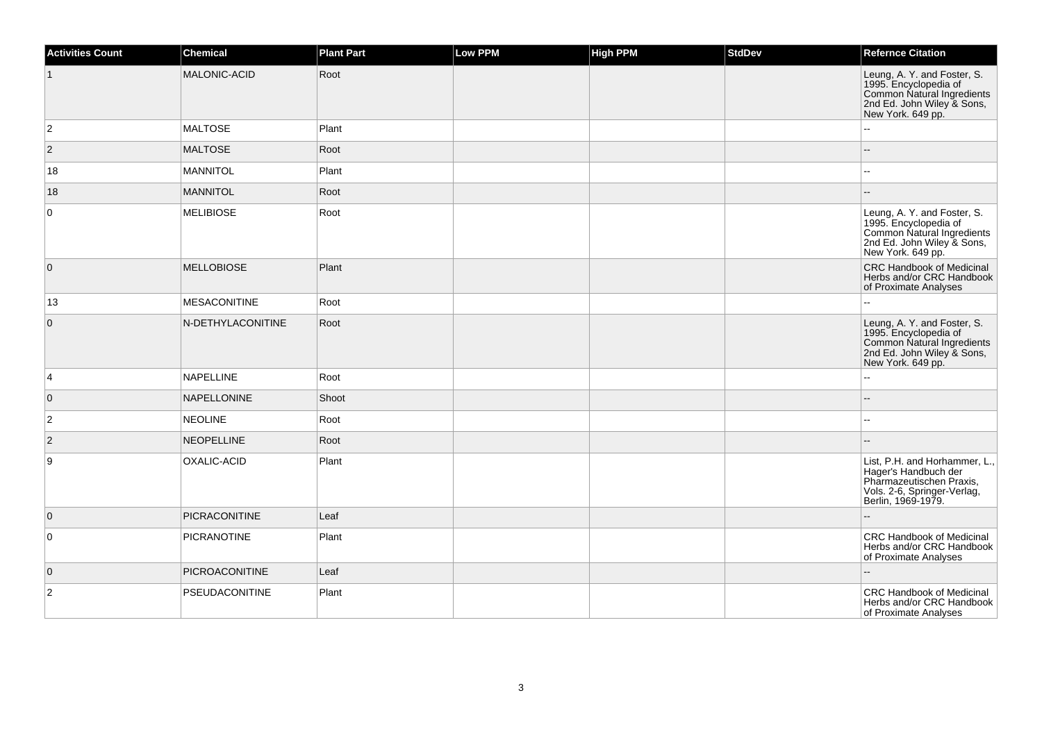| Activities Count | Chemical | Plant Part | Low PPM | High PPM | StdDev | Refernce Citation |
| --- | --- | --- | --- | --- | --- | --- |
| 1 | MALONIC-ACID | Root | | | | Leung, A. Y. and Foster, S. 1995. Encyclopedia of Common Natural Ingredients 2nd Ed. John Wiley & Sons, New York. 649 pp. |
| 2 | MALTOSE | Plant | | | | -- |
| 2 | MALTOSE | Root | | | | -- |
| 18 | MANNITOL | Plant | | | | -- |
| 18 | MANNITOL | Root | | | | -- |
| 0 | MELIBIOSE | Root | | | | Leung, A. Y. and Foster, S. 1995. Encyclopedia of Common Natural Ingredients 2nd Ed. John Wiley & Sons, New York. 649 pp. |
| 0 | MELLOBIOSE | Plant | | | | CRC Handbook of Medicinal Herbs and/or CRC Handbook of Proximate Analyses |
| 13 | MESACONITINE | Root | | | | -- |
| 0 | N-DETHYLACONITINE | Root | | | | Leung, A. Y. and Foster, S. 1995. Encyclopedia of Common Natural Ingredients 2nd Ed. John Wiley & Sons, New York. 649 pp. |
| 4 | NAPELLINE | Root | | | | -- |
| 0 | NAPELLONINE | Shoot | | | | -- |
| 2 | NEOLINE | Root | | | | -- |
| 2 | NEOPELLINE | Root | | | | -- |
| 9 | OXALIC-ACID | Plant | | | | List, P.H. and Horhammer, L., Hager's Handbuch der Pharmazeutischen Praxis, Vols. 2-6, Springer-Verlag, Berlin, 1969-1979. |
| 0 | PICRACONITINE | Leaf | | | | -- |
| 0 | PICRANOTINE | Plant | | | | CRC Handbook of Medicinal Herbs and/or CRC Handbook of Proximate Analyses |
| 0 | PICROACONITINE | Leaf | | | | -- |
| 2 | PSEUDACONITINE | Plant | | | | CRC Handbook of Medicinal Herbs and/or CRC Handbook of Proximate Analyses |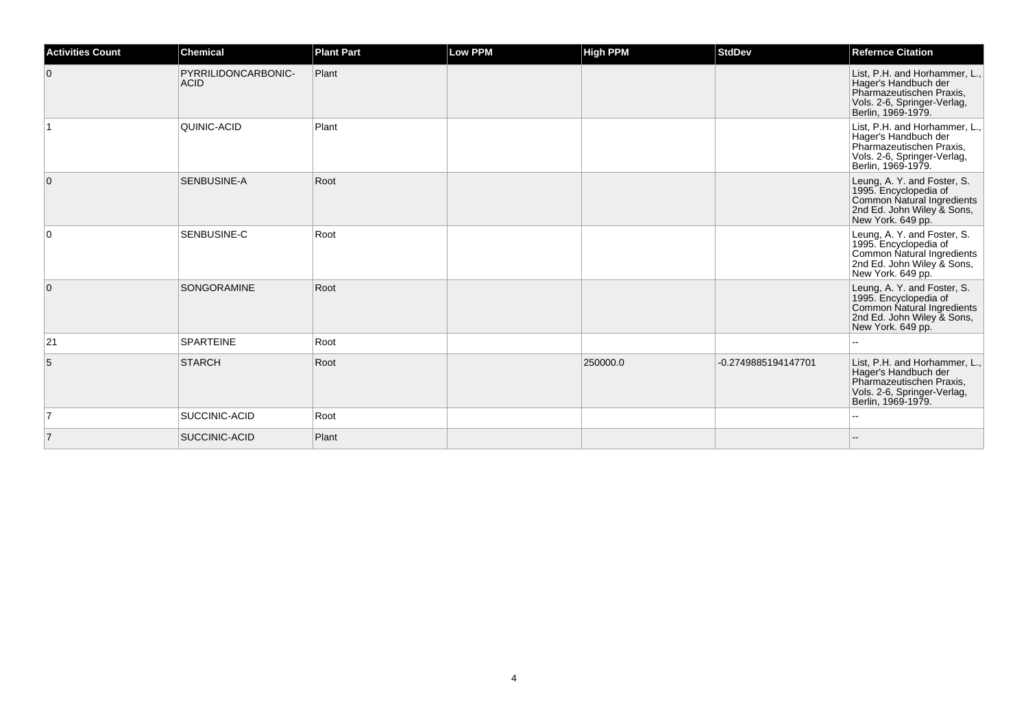| Activities Count | Chemical | Plant Part | Low PPM | High PPM | StdDev | Refernce Citation |
| --- | --- | --- | --- | --- | --- | --- |
| 0 | PYRRILIDONCARBONIC-ACID | Plant | | | | List, P.H. and Horhammer, L., Hager's Handbuch der Pharmazeutischen Praxis, Vols. 2-6, Springer-Verlag, Berlin, 1969-1979. |
| 1 | QUINIC-ACID | Plant | | | | List, P.H. and Horhammer, L., Hager's Handbuch der Pharmazeutischen Praxis, Vols. 2-6, Springer-Verlag, Berlin, 1969-1979. |
| 0 | SENBUSINE-A | Root | | | | Leung, A. Y. and Foster, S. 1995. Encyclopedia of Common Natural Ingredients 2nd Ed. John Wiley & Sons, New York. 649 pp. |
| 0 | SENBUSINE-C | Root | | | | Leung, A. Y. and Foster, S. 1995. Encyclopedia of Common Natural Ingredients 2nd Ed. John Wiley & Sons, New York. 649 pp. |
| 0 | SONGORAMINE | Root | | | | Leung, A. Y. and Foster, S. 1995. Encyclopedia of Common Natural Ingredients 2nd Ed. John Wiley & Sons, New York. 649 pp. |
| 21 | SPARTEINE | Root | | | | -- |
| 5 | STARCH | Root | | 250000.0 | -0.2749885194147701 | List, P.H. and Horhammer, L., Hager's Handbuch der Pharmazeutischen Praxis, Vols. 2-6, Springer-Verlag, Berlin, 1969-1979. |
| 7 | SUCCINIC-ACID | Root | | | | -- |
| 7 | SUCCINIC-ACID | Plant | | | | -- |